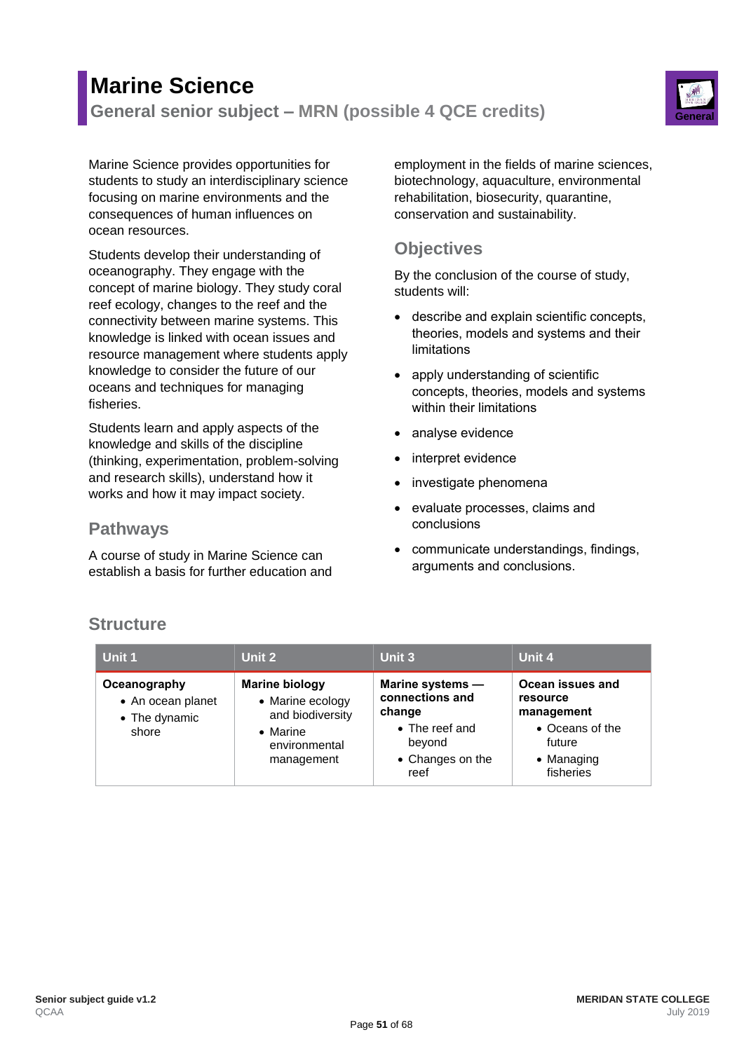# Marine Science

## General senior subject – MRN (possible 4 QCE credits)

Marine Science provides opportunities for students to study an interdisciplinary science focusing on marine environments and the consequences of human influences on ocean resources.

Students develop their understanding of oceanography. They engage with the concept of marine biology. They study coral reef ecology, changes to the reef and the connectivity between marine systems. This knowledge is linked with ocean issues and resource management where students apply knowledge to consider the future of our oceans and techniques for managing fisheries.

Students learn and apply aspects of the knowledge and skills of the discipline (thinking, experimentation, problem-solving and research skills), understand how it works and how it may impact society.

## Pathways

A course of study in Marine Science can establish a basis for further education and employment in the fields of marine sciences, biotechnology, aquaculture, environmental rehabilitation, biosecurity, quarantine, conservation and sustainability.

## Objectives

By the conclusion of the course of study, students will:

- describe and explain scientific concepts, theories, models and systems and their limitations
- apply understanding of scientific concepts, theories, models and systems within their limitations
- analyse evidence
- interpret evidence
- investigate phenomena
- evaluate processes, claims and conclusions
- communicate understandings, findings, arguments and conclusions.

## Structure

| Unit 1 | Unit 2 | Unit 3 | Unit 4 |
|---|---|---|---|
| **Oceanography**<br>• An ocean planet<br>• The dynamic shore | **Marine biology**<br>• Marine ecology and biodiversity<br>• Marine environmental management | **Marine systems — connections and change**<br>• The reef and beyond<br>• Changes on the reef | **Ocean issues and resource management**<br>• Oceans of the future<br>• Managing fisheries |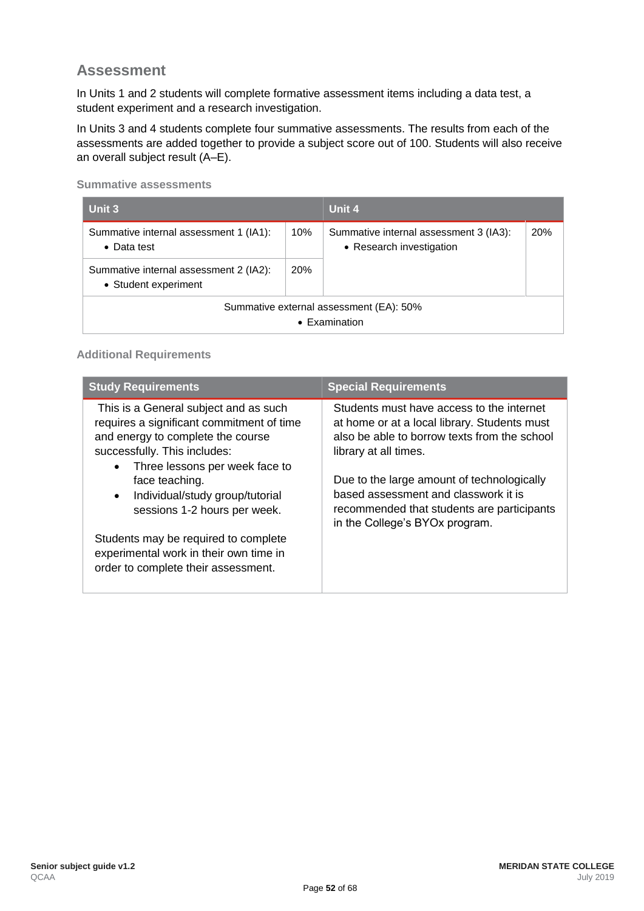## Assessment

In Units 1 and 2 students will complete formative assessment items including a data test, a student experiment and a research investigation.

In Units 3 and 4 students complete four summative assessments. The results from each of the assessments are added together to provide a subject score out of 100. Students will also receive an overall subject result (A–E).

### Summative assessments

| Unit 3 | | Unit 4 | |
|---|---|---|---|
| Summative internal assessment 1 (IA1): • Data test | 10% | Summative internal assessment 3 (IA3): • Research investigation | 20% |
| Summative internal assessment 2 (IA2): • Student experiment | 20% | | |
| Summative external assessment (EA): 50% • Examination | | | |

### Additional Requirements

| Study Requirements | Special Requirements |
|---|---|
| This is a General subject and as such requires a significant commitment of time and energy to complete the course successfully. This includes: • Three lessons per week face to face teaching. • Individual/study group/tutorial sessions 1-2 hours per week. Students may be required to complete experimental work in their own time in order to complete their assessment. | Students must have access to the internet at home or at a local library. Students must also be able to borrow texts from the school library at all times. Due to the large amount of technologically based assessment and classwork it is recommended that students are participants in the College's BYOx program. |